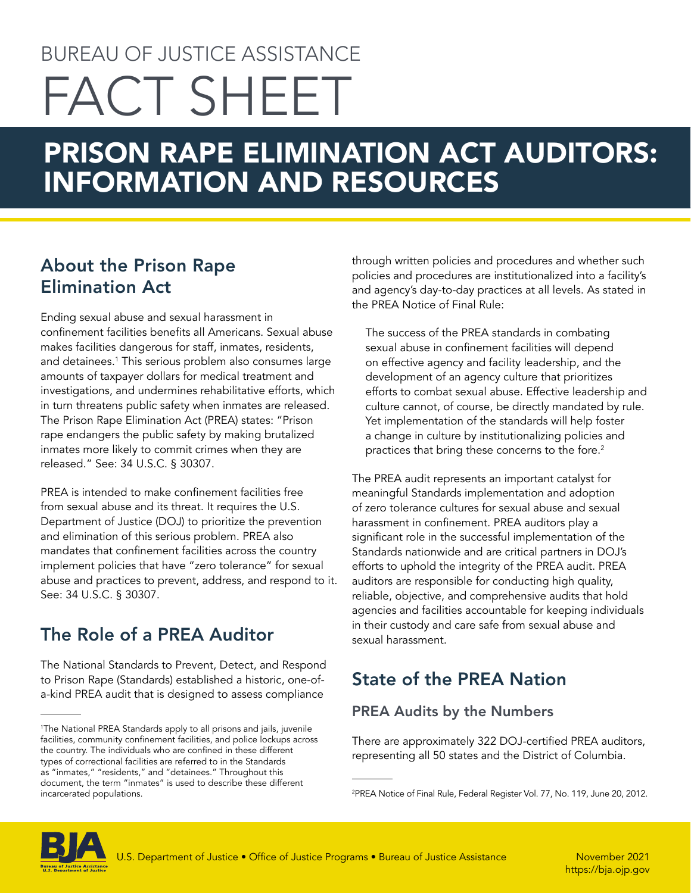BUREAU OF JUSTICE ASSISTANCE

# FACT SHEET

# PRISON RAPE ELIMINATION ACT AUDITORS: INFORMATION AND RESOURCES

## About the Prison Rape Elimination Act

Ending sexual abuse and sexual harassment in confinement facilities benefits all Americans. Sexual abuse makes facilities dangerous for staff, inmates, residents, and detainees.[1] This serious problem also consumes large amounts of taxpayer dollars for medical treatment and investigations, and undermines rehabilitative efforts, which in turn threatens public safety when inmates are released. The Prison Rape Elimination Act (PREA) states: "Prison rape endangers the public safety by making brutalized inmates more likely to commit crimes when they are released." See: 34 U.S.C. § 30307.

PREA is intended to make confinement facilities free from sexual abuse and its threat. It requires the U.S. Department of Justice (DOJ) to prioritize the prevention and elimination of this serious problem. PREA also mandates that confinement facilities across the country implement policies that have "zero tolerance" for sexual abuse and practices to prevent, address, and respond to it. See: 34 U.S.C. § 30307.

## The Role of a PREA Auditor

The National Standards to Prevent, Detect, and Respond to Prison Rape (Standards) established a historic, one-of-a-kind PREA audit that is designed to assess compliance through written policies and procedures and whether such policies and procedures are institutionalized into a facility's and agency's day-to-day practices at all levels. As stated in the PREA Notice of Final Rule:

> The success of the PREA standards in combating sexual abuse in confinement facilities will depend on effective agency and facility leadership, and the development of an agency culture that prioritizes efforts to combat sexual abuse. Effective leadership and culture cannot, of course, be directly mandated by rule. Yet implementation of the standards will help foster a change in culture by institutionalizing policies and practices that bring these concerns to the fore.[2]

The PREA audit represents an important catalyst for meaningful Standards implementation and adoption of zero tolerance cultures for sexual abuse and sexual harassment in confinement. PREA auditors play a significant role in the successful implementation of the Standards nationwide and are critical partners in DOJ's efforts to uphold the integrity of the PREA audit. PREA auditors are responsible for conducting high quality, reliable, objective, and comprehensive audits that hold agencies and facilities accountable for keeping individuals in their custody and care safe from sexual abuse and sexual harassment.

## State of the PREA Nation

### PREA Audits by the Numbers

There are approximately 322 DOJ-certified PREA auditors, representing all 50 states and the District of Columbia.

---

[1] The National PREA Standards apply to all prisons and jails, juvenile facilities, community confinement facilities, and police lockups across the country. The individuals who are confined in these different types of correctional facilities are referred to in the Standards as "inmates," "residents," and "detainees." Throughout this document, the term "inmates" is used to describe these different incarcerated populations.

[2] PREA Notice of Final Rule, Federal Register Vol. 77, No. 119, June 20, 2012.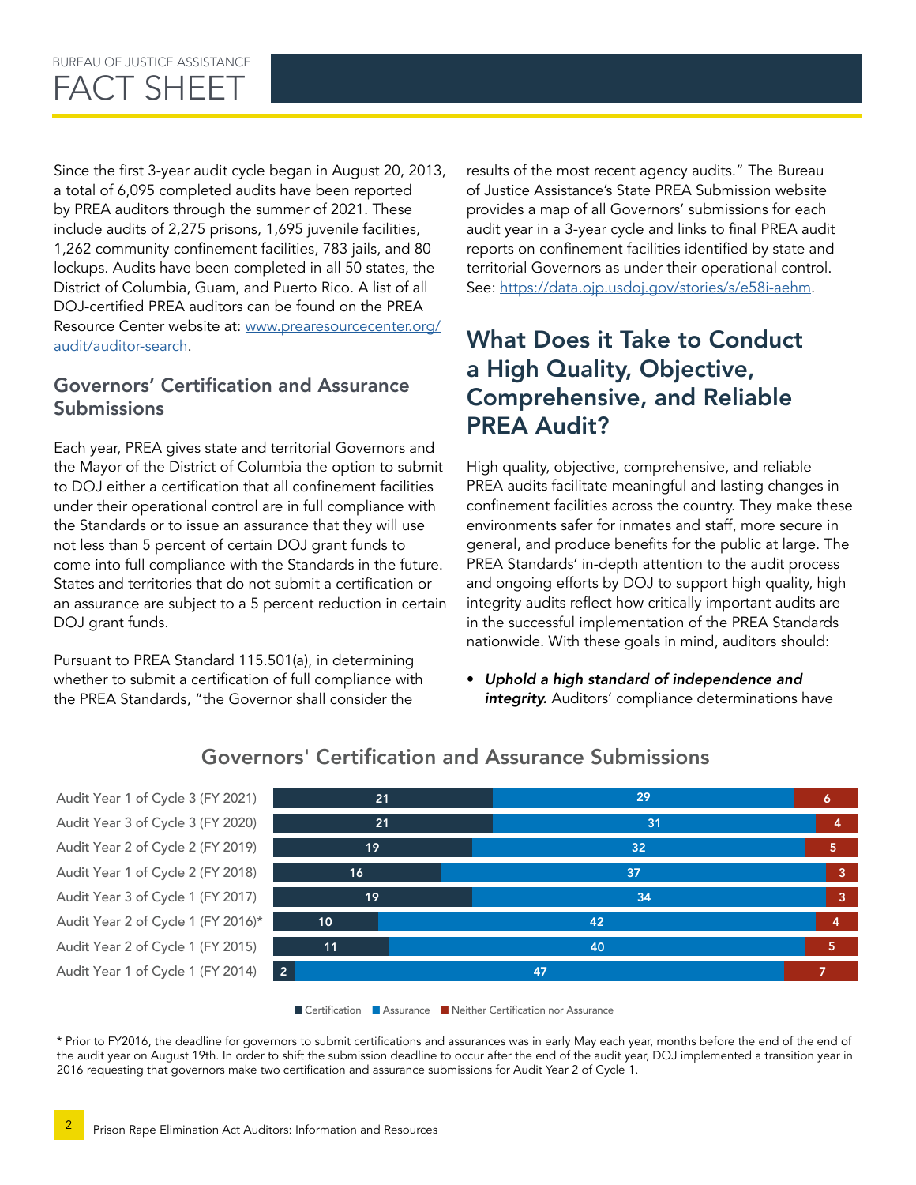Since the first 3-year audit cycle began in August 20, 2013, a total of 6,095 completed audits have been reported by PREA auditors through the summer of 2021. These include audits of 2,275 prisons, 1,695 juvenile facilities, 1,262 community confinement facilities, 783 jails, and 80 lockups. Audits have been completed in all 50 states, the District of Columbia, Guam, and Puerto Rico. A list of all DOJ-certified PREA auditors can be found on the PREA Resource Center website at: www.prearesourcecenter.org/audit/auditor-search.

### Governors' Certification and Assurance Submissions

Each year, PREA gives state and territorial Governors and the Mayor of the District of Columbia the option to submit to DOJ either a certification that all confinement facilities under their operational control are in full compliance with the Standards or to issue an assurance that they will use not less than 5 percent of certain DOJ grant funds to come into full compliance with the Standards in the future. States and territories that do not submit a certification or an assurance are subject to a 5 percent reduction in certain DOJ grant funds.

Pursuant to PREA Standard 115.501(a), in determining whether to submit a certification of full compliance with the PREA Standards, "the Governor shall consider the results of the most recent agency audits." The Bureau of Justice Assistance's State PREA Submission website provides a map of all Governors' submissions for each audit year in a 3-year cycle and links to final PREA audit reports on confinement facilities identified by state and territorial Governors as under their operational control. See: https://data.ojp.usdoj.gov/stories/s/e58i-aehm.

## What Does it Take to Conduct a High Quality, Objective, Comprehensive, and Reliable PREA Audit?

High quality, objective, comprehensive, and reliable PREA audits facilitate meaningful and lasting changes in confinement facilities across the country. They make these environments safer for inmates and staff, more secure in general, and produce benefits for the public at large. The PREA Standards' in-depth attention to the audit process and ongoing efforts by DOJ to support high quality, high integrity audits reflect how critically important audits are in the successful implementation of the PREA Standards nationwide. With these goals in mind, auditors should:

- ***Uphold a high standard of independence and integrity.*** Auditors' compliance determinations have

### Governors' Certification and Assurance Submissions

| | Certification | Assurance | Neither Certification nor Assurance |
|---|---|---|---|
| Audit Year 1 of Cycle 3 (FY 2021) | 21 | 29 | 6 |
| Audit Year 3 of Cycle 3 (FY 2020) | 21 | 31 | 4 |
| Audit Year 2 of Cycle 2 (FY 2019) | 19 | 32 | 5 |
| Audit Year 1 of Cycle 2 (FY 2018) | 16 | 37 | 3 |
| Audit Year 3 of Cycle 1 (FY 2017) | 19 | 34 | 3 |
| Audit Year 2 of Cycle 1 (FY 2016)* | 10 | 42 | 4 |
| Audit Year 2 of Cycle 1 (FY 2015) | 11 | 40 | 5 |
| Audit Year 1 of Cycle 1 (FY 2014) | 2 | 47 | 7 |

\* Prior to FY2016, the deadline for governors to submit certifications and assurances was in early May each year, months before the end of the end of the audit year on August 19th. In order to shift the submission deadline to occur after the end of the audit year, DOJ implemented a transition year in 2016 requesting that governors make two certification and assurance submissions for Audit Year 2 of Cycle 1.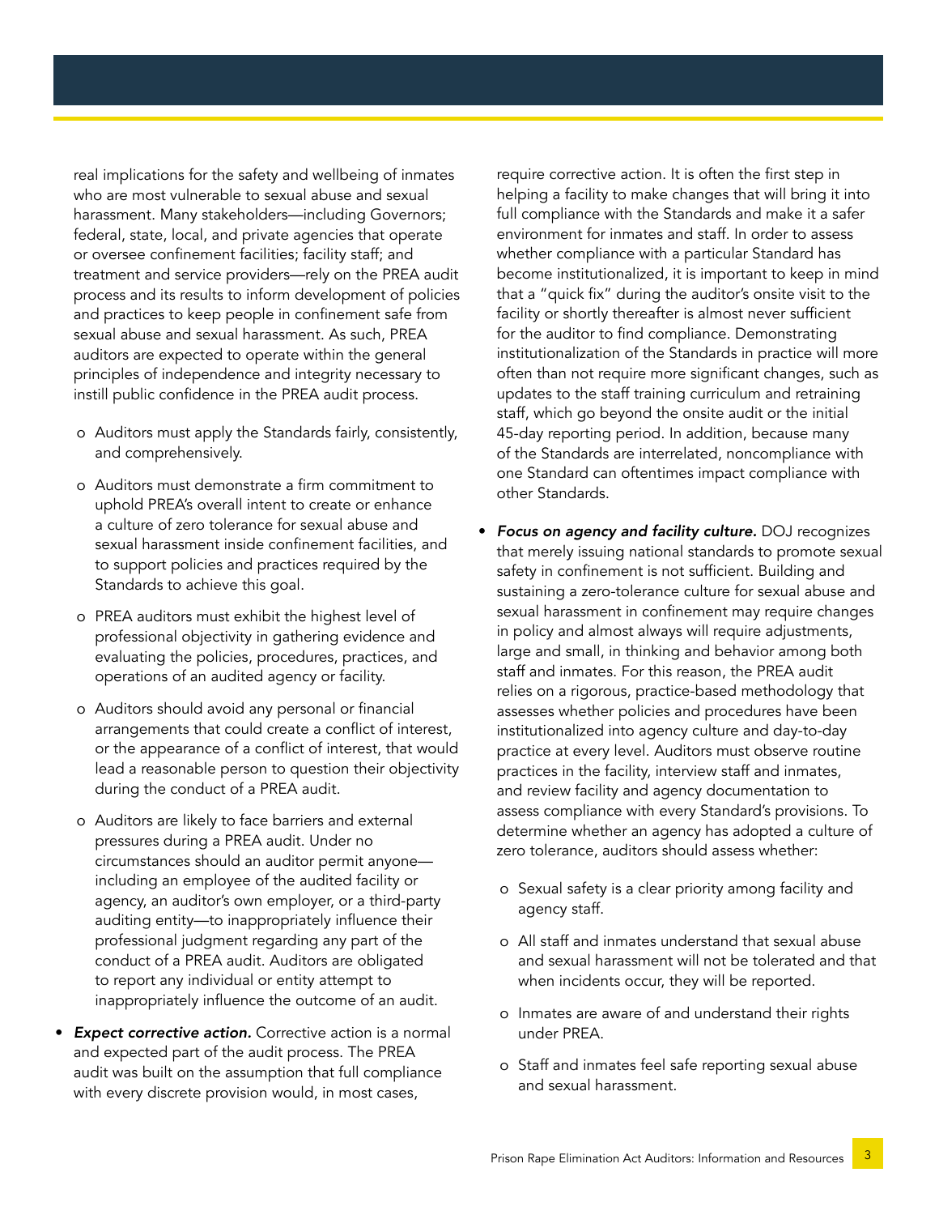real implications for the safety and wellbeing of inmates who are most vulnerable to sexual abuse and sexual harassment. Many stakeholders—including Governors; federal, state, local, and private agencies that operate or oversee confinement facilities; facility staff; and treatment and service providers—rely on the PREA audit process and its results to inform development of policies and practices to keep people in confinement safe from sexual abuse and sexual harassment. As such, PREA auditors are expected to operate within the general principles of independence and integrity necessary to instill public confidence in the PREA audit process.

- Auditors must apply the Standards fairly, consistently, and comprehensively.
- Auditors must demonstrate a firm commitment to uphold PREA's overall intent to create or enhance a culture of zero tolerance for sexual abuse and sexual harassment inside confinement facilities, and to support policies and practices required by the Standards to achieve this goal.
- PREA auditors must exhibit the highest level of professional objectivity in gathering evidence and evaluating the policies, procedures, practices, and operations of an audited agency or facility.
- Auditors should avoid any personal or financial arrangements that could create a conflict of interest, or the appearance of a conflict of interest, that would lead a reasonable person to question their objectivity during the conduct of a PREA audit.
- Auditors are likely to face barriers and external pressures during a PREA audit. Under no circumstances should an auditor permit anyone—including an employee of the audited facility or agency, an auditor's own employer, or a third-party auditing entity—to inappropriately influence their professional judgment regarding any part of the conduct of a PREA audit. Auditors are obligated to report any individual or entity attempt to inappropriately influence the outcome of an audit.

- ***Expect corrective action.*** Corrective action is a normal and expected part of the audit process. The PREA audit was built on the assumption that full compliance with every discrete provision would, in most cases, require corrective action. It is often the first step in helping a facility to make changes that will bring it into full compliance with the Standards and make it a safer environment for inmates and staff. In order to assess whether compliance with a particular Standard has become institutionalized, it is important to keep in mind that a "quick fix" during the auditor's onsite visit to the facility or shortly thereafter is almost never sufficient for the auditor to find compliance. Demonstrating institutionalization of the Standards in practice will more often than not require more significant changes, such as updates to the staff training curriculum and retraining staff, which go beyond the onsite audit or the initial 45-day reporting period. In addition, because many of the Standards are interrelated, noncompliance with one Standard can oftentimes impact compliance with other Standards.

- ***Focus on agency and facility culture.*** DOJ recognizes that merely issuing national standards to promote sexual safety in confinement is not sufficient. Building and sustaining a zero-tolerance culture for sexual abuse and sexual harassment in confinement may require changes in policy and almost always will require adjustments, large and small, in thinking and behavior among both staff and inmates. For this reason, the PREA audit relies on a rigorous, practice-based methodology that assesses whether policies and procedures have been institutionalized into agency culture and day-to-day practice at every level. Auditors must observe routine practices in the facility, interview staff and inmates, and review facility and agency documentation to assess compliance with every Standard's provisions. To determine whether an agency has adopted a culture of zero tolerance, auditors should assess whether:
  - Sexual safety is a clear priority among facility and agency staff.
  - All staff and inmates understand that sexual abuse and sexual harassment will not be tolerated and that when incidents occur, they will be reported.
  - Inmates are aware of and understand their rights under PREA.
  - Staff and inmates feel safe reporting sexual abuse and sexual harassment.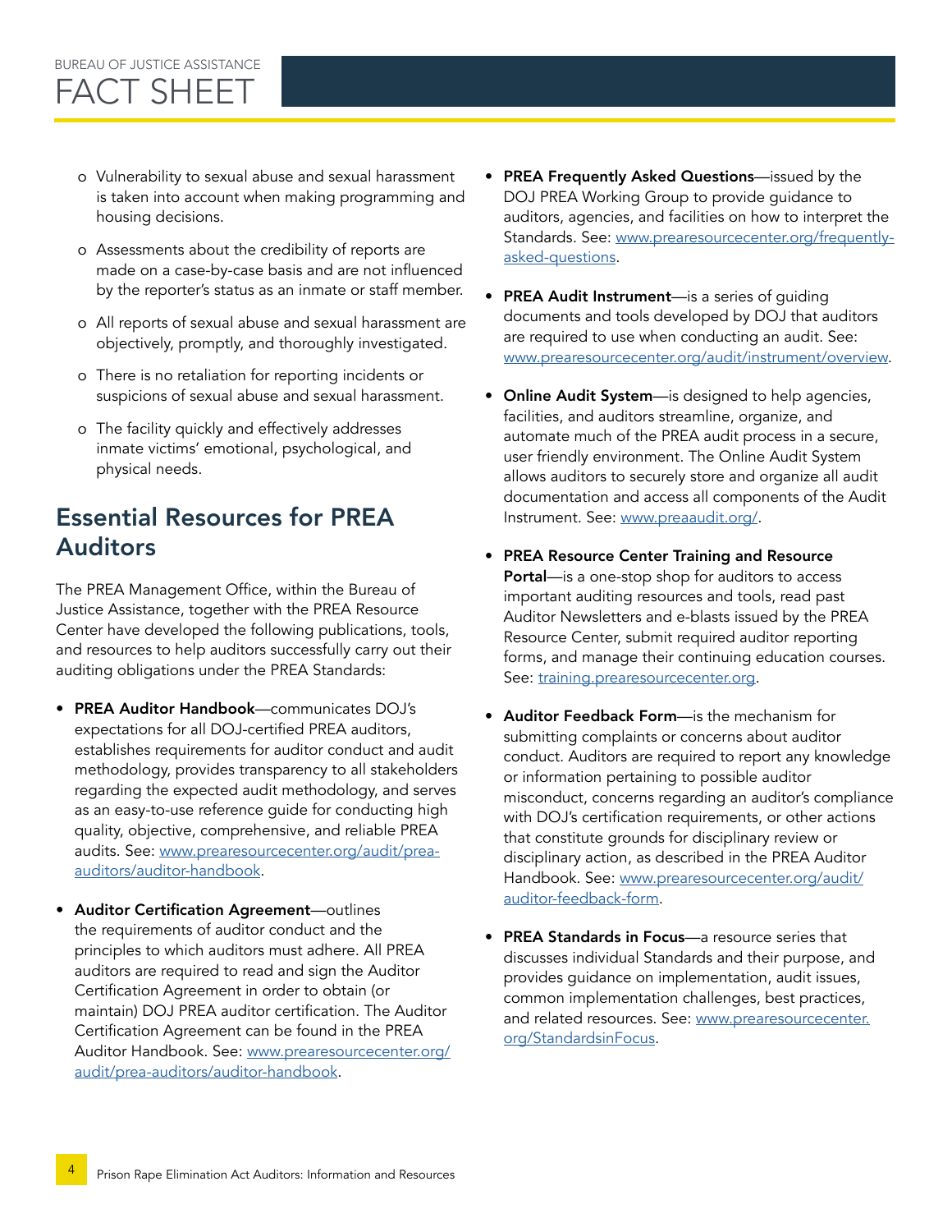- Vulnerability to sexual abuse and sexual harassment is taken into account when making programming and housing decisions.
- Assessments about the credibility of reports are made on a case-by-case basis and are not influenced by the reporter's status as an inmate or staff member.
- All reports of sexual abuse and sexual harassment are objectively, promptly, and thoroughly investigated.
- There is no retaliation for reporting incidents or suspicions of sexual abuse and sexual harassment.
- The facility quickly and effectively addresses inmate victims' emotional, psychological, and physical needs.

## Essential Resources for PREA Auditors

The PREA Management Office, within the Bureau of Justice Assistance, together with the PREA Resource Center have developed the following publications, tools, and resources to help auditors successfully carry out their auditing obligations under the PREA Standards:

- **PREA Auditor Handbook**—communicates DOJ's expectations for all DOJ-certified PREA auditors, establishes requirements for auditor conduct and audit methodology, provides transparency to all stakeholders regarding the expected audit methodology, and serves as an easy-to-use reference guide for conducting high quality, objective, comprehensive, and reliable PREA audits. See: www.prearesourcecenter.org/audit/prea-auditors/auditor-handbook.
- **Auditor Certification Agreement**—outlines the requirements of auditor conduct and the principles to which auditors must adhere. All PREA auditors are required to read and sign the Auditor Certification Agreement in order to obtain (or maintain) DOJ PREA auditor certification. The Auditor Certification Agreement can be found in the PREA Auditor Handbook. See: www.prearesourcecenter.org/audit/prea-auditors/auditor-handbook.
- **PREA Frequently Asked Questions**—issued by the DOJ PREA Working Group to provide guidance to auditors, agencies, and facilities on how to interpret the Standards. See: www.prearesourcecenter.org/frequently-asked-questions.
- **PREA Audit Instrument**—is a series of guiding documents and tools developed by DOJ that auditors are required to use when conducting an audit. See: www.prearesourcecenter.org/audit/instrument/overview.
- **Online Audit System**—is designed to help agencies, facilities, and auditors streamline, organize, and automate much of the PREA audit process in a secure, user friendly environment. The Online Audit System allows auditors to securely store and organize all audit documentation and access all components of the Audit Instrument. See: www.preaaudit.org/.
- **PREA Resource Center Training and Resource Portal**—is a one-stop shop for auditors to access important auditing resources and tools, read past Auditor Newsletters and e-blasts issued by the PREA Resource Center, submit required auditor reporting forms, and manage their continuing education courses. See: training.prearesourcecenter.org.
- **Auditor Feedback Form**—is the mechanism for submitting complaints or concerns about auditor conduct. Auditors are required to report any knowledge or information pertaining to possible auditor misconduct, concerns regarding an auditor's compliance with DOJ's certification requirements, or other actions that constitute grounds for disciplinary review or disciplinary action, as described in the PREA Auditor Handbook. See: www.prearesourcecenter.org/audit/auditor-feedback-form.
- **PREA Standards in Focus**—a resource series that discusses individual Standards and their purpose, and provides guidance on implementation, audit issues, common implementation challenges, best practices, and related resources. See: www.prearesourcecenter.org/StandardsinFocus.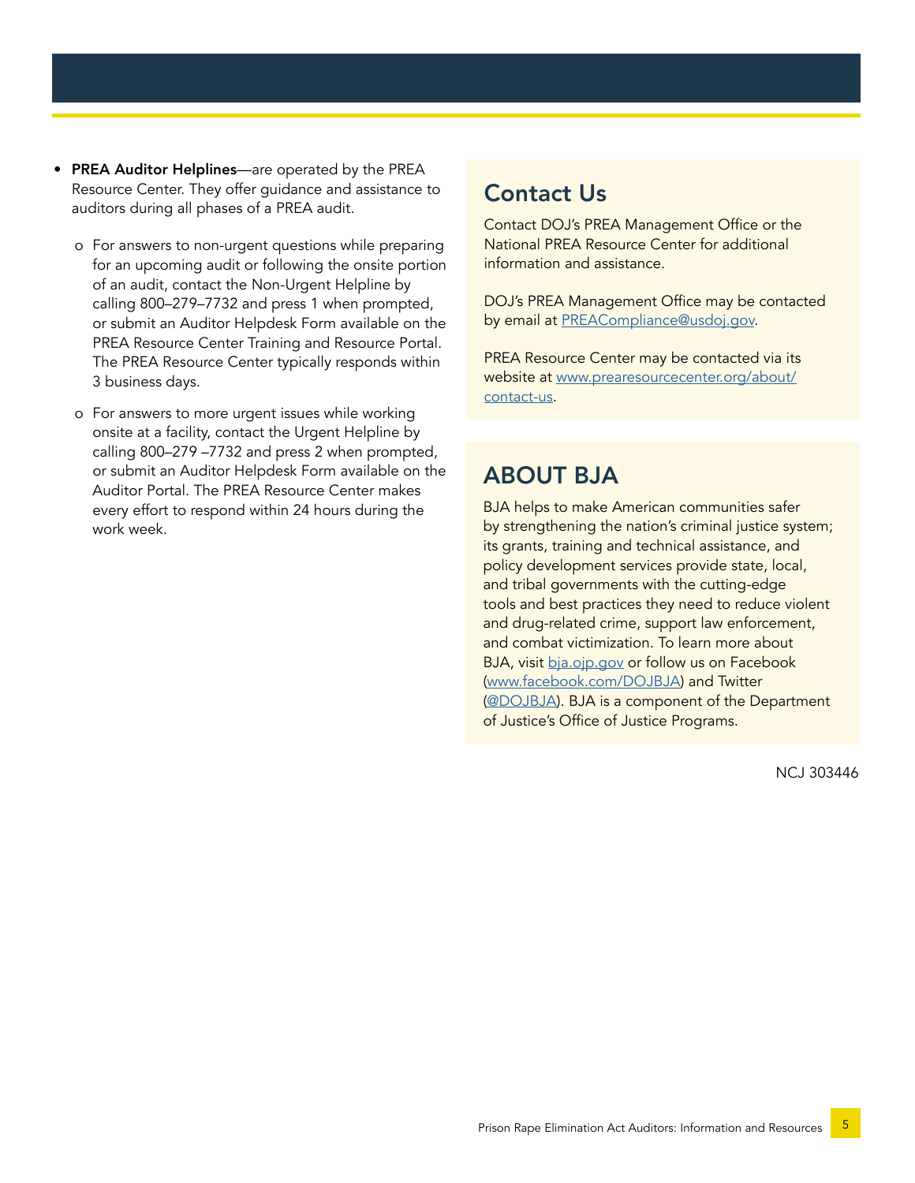- **PREA Auditor Helplines**—are operated by the PREA Resource Center. They offer guidance and assistance to auditors during all phases of a PREA audit.
  - o For answers to non-urgent questions while preparing for an upcoming audit or following the onsite portion of an audit, contact the Non-Urgent Helpline by calling 800–279–7732 and press 1 when prompted, or submit an Auditor Helpdesk Form available on the PREA Resource Center Training and Resource Portal. The PREA Resource Center typically responds within 3 business days.
  - o For answers to more urgent issues while working onsite at a facility, contact the Urgent Helpline by calling 800–279 –7732 and press 2 when prompted, or submit an Auditor Helpdesk Form available on the Auditor Portal. The PREA Resource Center makes every effort to respond within 24 hours during the work week.

## Contact Us

Contact DOJ's PREA Management Office or the National PREA Resource Center for additional information and assistance.

DOJ's PREA Management Office may be contacted by email at PREACompliance@usdoj.gov.

PREA Resource Center may be contacted via its website at www.prearesourcecenter.org/about/contact-us.

## ABOUT BJA

BJA helps to make American communities safer by strengthening the nation's criminal justice system; its grants, training and technical assistance, and policy development services provide state, local, and tribal governments with the cutting-edge tools and best practices they need to reduce violent and drug-related crime, support law enforcement, and combat victimization. To learn more about BJA, visit bja.ojp.gov or follow us on Facebook (www.facebook.com/DOJBJA) and Twitter (@DOJBJA). BJA is a component of the Department of Justice's Office of Justice Programs.

NCJ 303446